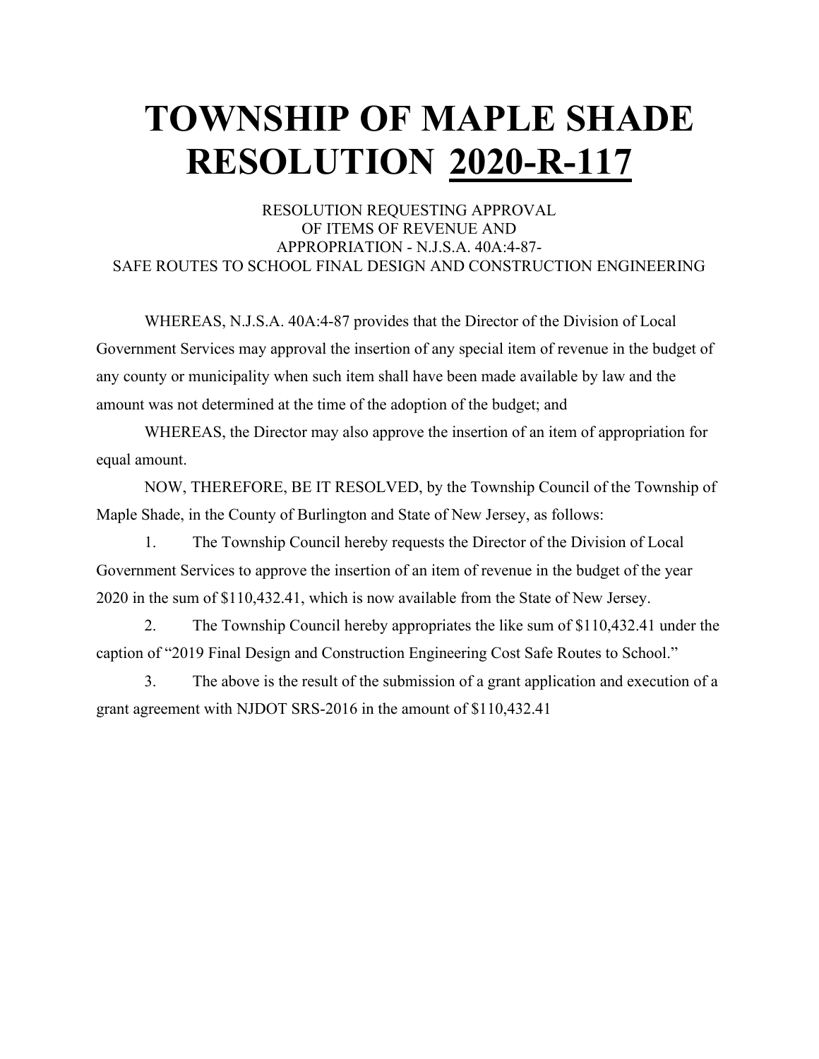# TOWNSHIP OF MAPLE SHADE RESOLUTION 2020-R-117

RESOLUTION REQUESTING APPROVAL
OF ITEMS OF REVENUE AND
APPROPRIATION - N.J.S.A. 40A:4-87-
SAFE ROUTES TO SCHOOL FINAL DESIGN AND CONSTRUCTION ENGINEERING

WHEREAS, N.J.S.A. 40A:4-87 provides that the Director of the Division of Local Government Services may approval the insertion of any special item of revenue in the budget of any county or municipality when such item shall have been made available by law and the amount was not determined at the time of the adoption of the budget; and

WHEREAS, the Director may also approve the insertion of an item of appropriation for equal amount.

NOW, THEREFORE, BE IT RESOLVED, by the Township Council of the Township of Maple Shade, in the County of Burlington and State of New Jersey, as follows:

1. The Township Council hereby requests the Director of the Division of Local Government Services to approve the insertion of an item of revenue in the budget of the year 2020 in the sum of $110,432.41, which is now available from the State of New Jersey.

2. The Township Council hereby appropriates the like sum of $110,432.41 under the caption of "2019 Final Design and Construction Engineering Cost Safe Routes to School."

3. The above is the result of the submission of a grant application and execution of a grant agreement with NJDOT SRS-2016 in the amount of $110,432.41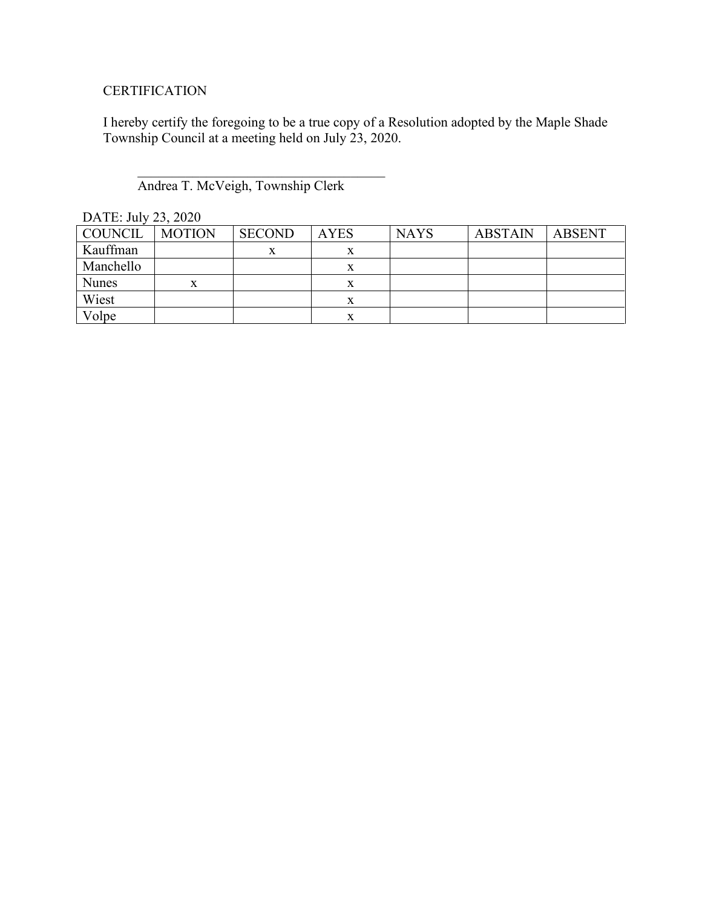CERTIFICATION

I hereby certify the foregoing to be a true copy of a Resolution adopted by the Maple Shade Township Council at a meeting held on July 23, 2020.

\_\_\_\_\_\_\_\_\_\_\_\_\_\_\_\_\_\_\_\_\_\_\_\_\_\_\_\_\_\_\_\_\_\_\_\_

Andrea T. McVeigh, Township Clerk

DATE: July 23, 2020

| COUNCIL | MOTION | SECOND | AYES | NAYS | ABSTAIN | ABSENT |
|---|---|---|---|---|---|---|
| Kauffman | | x | x | | | |
| Manchello | | | x | | | |
| Nunes | x | | x | | | |
| Wiest | | | x | | | |
| Volpe | | | x | | | |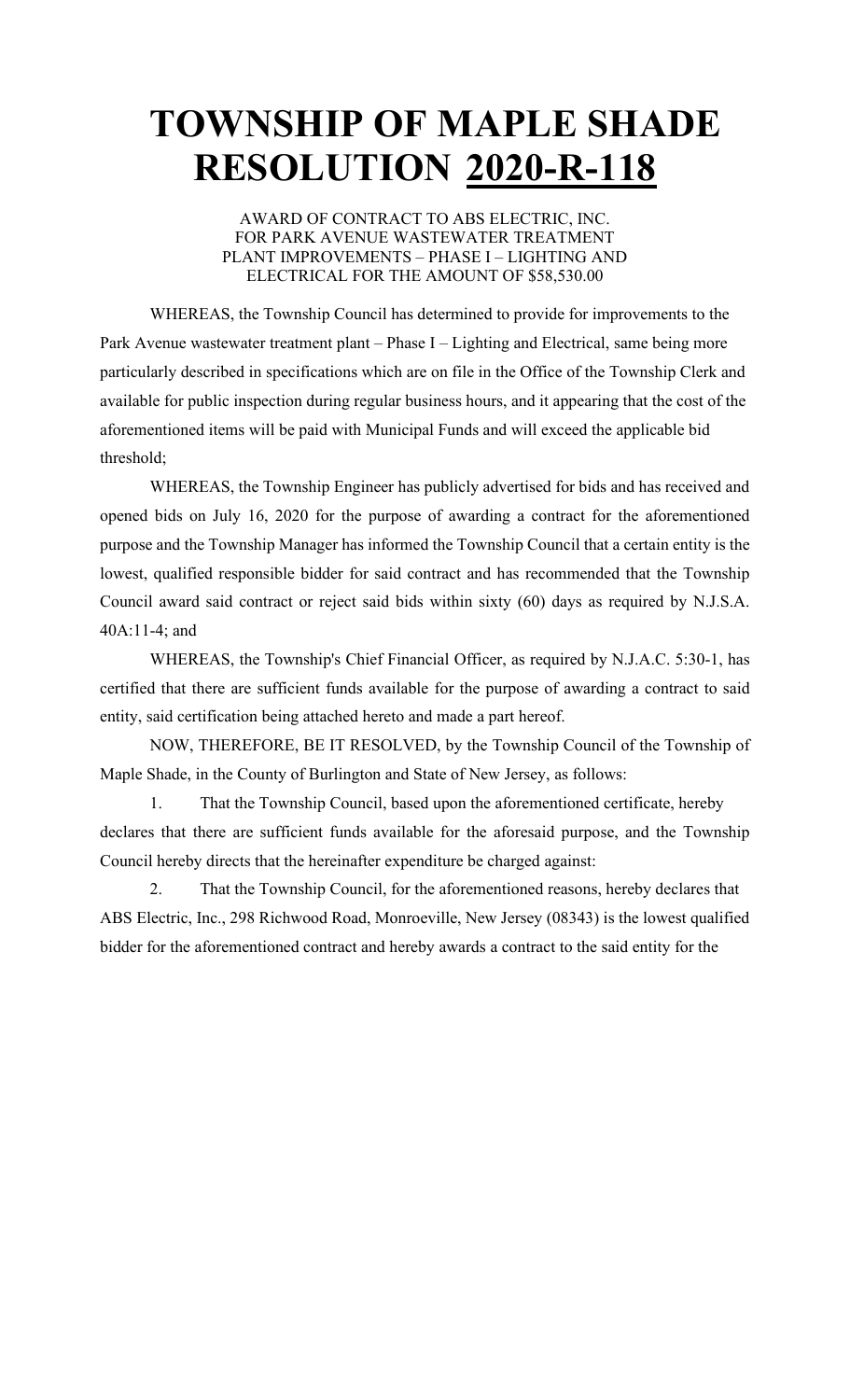# TOWNSHIP OF MAPLE SHADE RESOLUTION 2020-R-118

AWARD OF CONTRACT TO ABS ELECTRIC, INC.
FOR PARK AVENUE WASTEWATER TREATMENT
PLANT IMPROVEMENTS – PHASE I – LIGHTING AND
ELECTRICAL FOR THE AMOUNT OF $58,530.00

WHEREAS, the Township Council has determined to provide for improvements to the Park Avenue wastewater treatment plant – Phase I – Lighting and Electrical, same being more particularly described in specifications which are on file in the Office of the Township Clerk and available for public inspection during regular business hours, and it appearing that the cost of the aforementioned items will be paid with Municipal Funds and will exceed the applicable bid threshold;

WHEREAS, the Township Engineer has publicly advertised for bids and has received and opened bids on July 16, 2020 for the purpose of awarding a contract for the aforementioned purpose and the Township Manager has informed the Township Council that a certain entity is the lowest, qualified responsible bidder for said contract and has recommended that the Township Council award said contract or reject said bids within sixty (60) days as required by N.J.S.A. 40A:11-4; and

WHEREAS, the Township's Chief Financial Officer, as required by N.J.A.C. 5:30-1, has certified that there are sufficient funds available for the purpose of awarding a contract to said entity, said certification being attached hereto and made a part hereof.

NOW, THEREFORE, BE IT RESOLVED, by the Township Council of the Township of Maple Shade, in the County of Burlington and State of New Jersey, as follows:

1. That the Township Council, based upon the aforementioned certificate, hereby declares that there are sufficient funds available for the aforesaid purpose, and the Township Council hereby directs that the hereinafter expenditure be charged against:

2. That the Township Council, for the aforementioned reasons, hereby declares that ABS Electric, Inc., 298 Richwood Road, Monroeville, New Jersey (08343) is the lowest qualified bidder for the aforementioned contract and hereby awards a contract to the said entity for the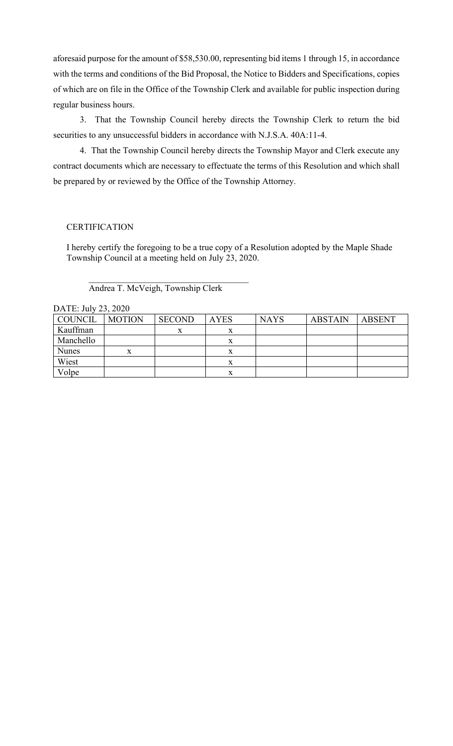aforesaid purpose for the amount of $58,530.00, representing bid items 1 through 15, in accordance with the terms and conditions of the Bid Proposal, the Notice to Bidders and Specifications, copies of which are on file in the Office of the Township Clerk and available for public inspection during regular business hours.

3. That the Township Council hereby directs the Township Clerk to return the bid securities to any unsuccessful bidders in accordance with N.J.S.A. 40A:11-4.

4. That the Township Council hereby directs the Township Mayor and Clerk execute any contract documents which are necessary to effectuate the terms of this Resolution and which shall be prepared by or reviewed by the Office of the Township Attorney.

CERTIFICATION

I hereby certify the foregoing to be a true copy of a Resolution adopted by the Maple Shade Township Council at a meeting held on July 23, 2020.

\_\_\_\_\_\_\_\_\_\_\_\_\_\_\_\_\_\_\_\_\_\_\_\_\_\_\_\_\_\_\_\_\_\_\_\_

Andrea T. McVeigh, Township Clerk

DATE: July 23, 2020

| COUNCIL | MOTION | SECOND | AYES | NAYS | ABSTAIN | ABSENT |
|---|---|---|---|---|---|---|
| Kauffman | | x | x | | | |
| Manchello | | | x | | | |
| Nunes | x | | x | | | |
| Wiest | | | x | | | |
| Volpe | | | x | | | |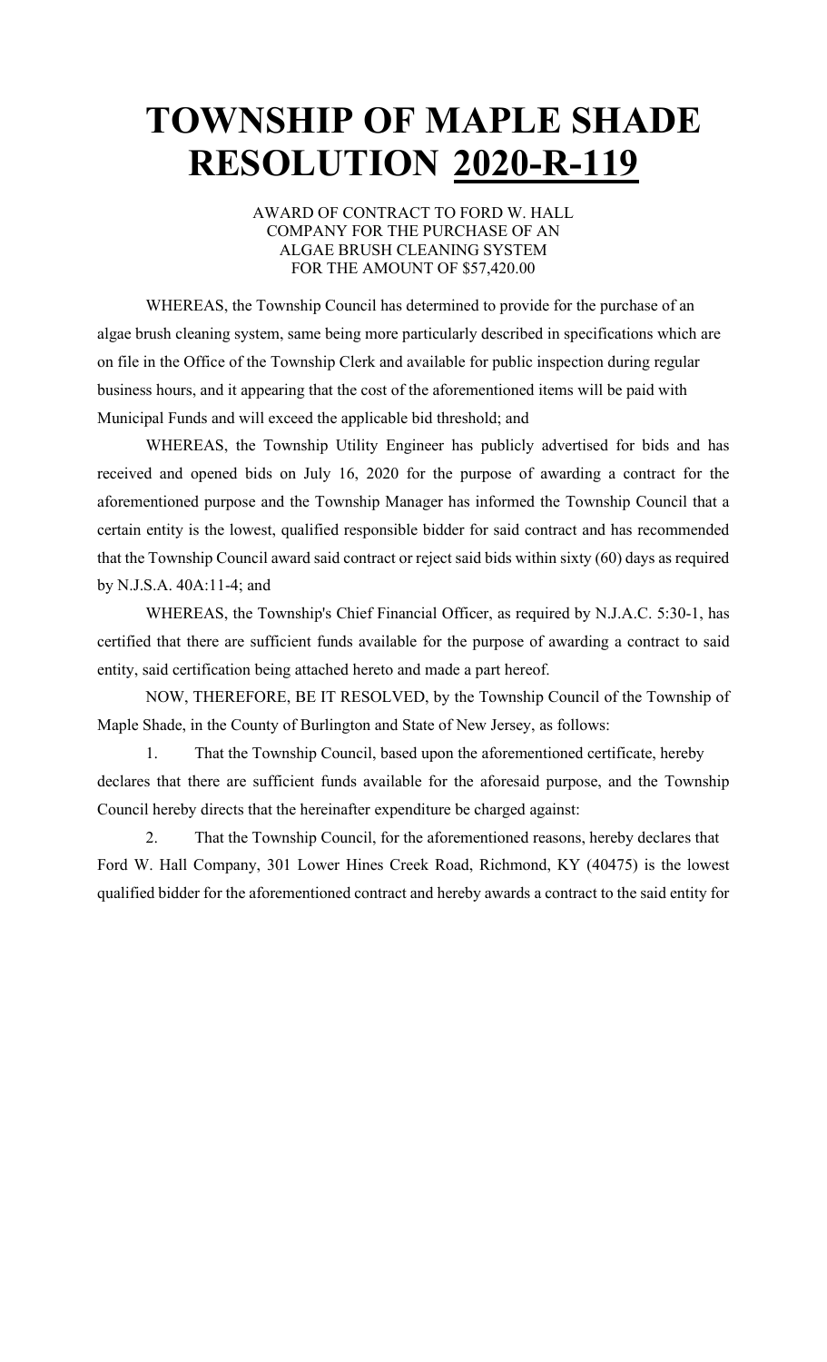# TOWNSHIP OF MAPLE SHADE RESOLUTION 2020-R-119

AWARD OF CONTRACT TO FORD W. HALL COMPANY FOR THE PURCHASE OF AN ALGAE BRUSH CLEANING SYSTEM FOR THE AMOUNT OF $57,420.00

WHEREAS, the Township Council has determined to provide for the purchase of an algae brush cleaning system, same being more particularly described in specifications which are on file in the Office of the Township Clerk and available for public inspection during regular business hours, and it appearing that the cost of the aforementioned items will be paid with Municipal Funds and will exceed the applicable bid threshold; and

WHEREAS, the Township Utility Engineer has publicly advertised for bids and has received and opened bids on July 16, 2020 for the purpose of awarding a contract for the aforementioned purpose and the Township Manager has informed the Township Council that a certain entity is the lowest, qualified responsible bidder for said contract and has recommended that the Township Council award said contract or reject said bids within sixty (60) days as required by N.J.S.A. 40A:11-4; and

WHEREAS, the Township's Chief Financial Officer, as required by N.J.A.C. 5:30-1, has certified that there are sufficient funds available for the purpose of awarding a contract to said entity, said certification being attached hereto and made a part hereof.

NOW, THEREFORE, BE IT RESOLVED, by the Township Council of the Township of Maple Shade, in the County of Burlington and State of New Jersey, as follows:

1. That the Township Council, based upon the aforementioned certificate, hereby declares that there are sufficient funds available for the aforesaid purpose, and the Township Council hereby directs that the hereinafter expenditure be charged against:

2. That the Township Council, for the aforementioned reasons, hereby declares that Ford W. Hall Company, 301 Lower Hines Creek Road, Richmond, KY (40475) is the lowest qualified bidder for the aforementioned contract and hereby awards a contract to the said entity for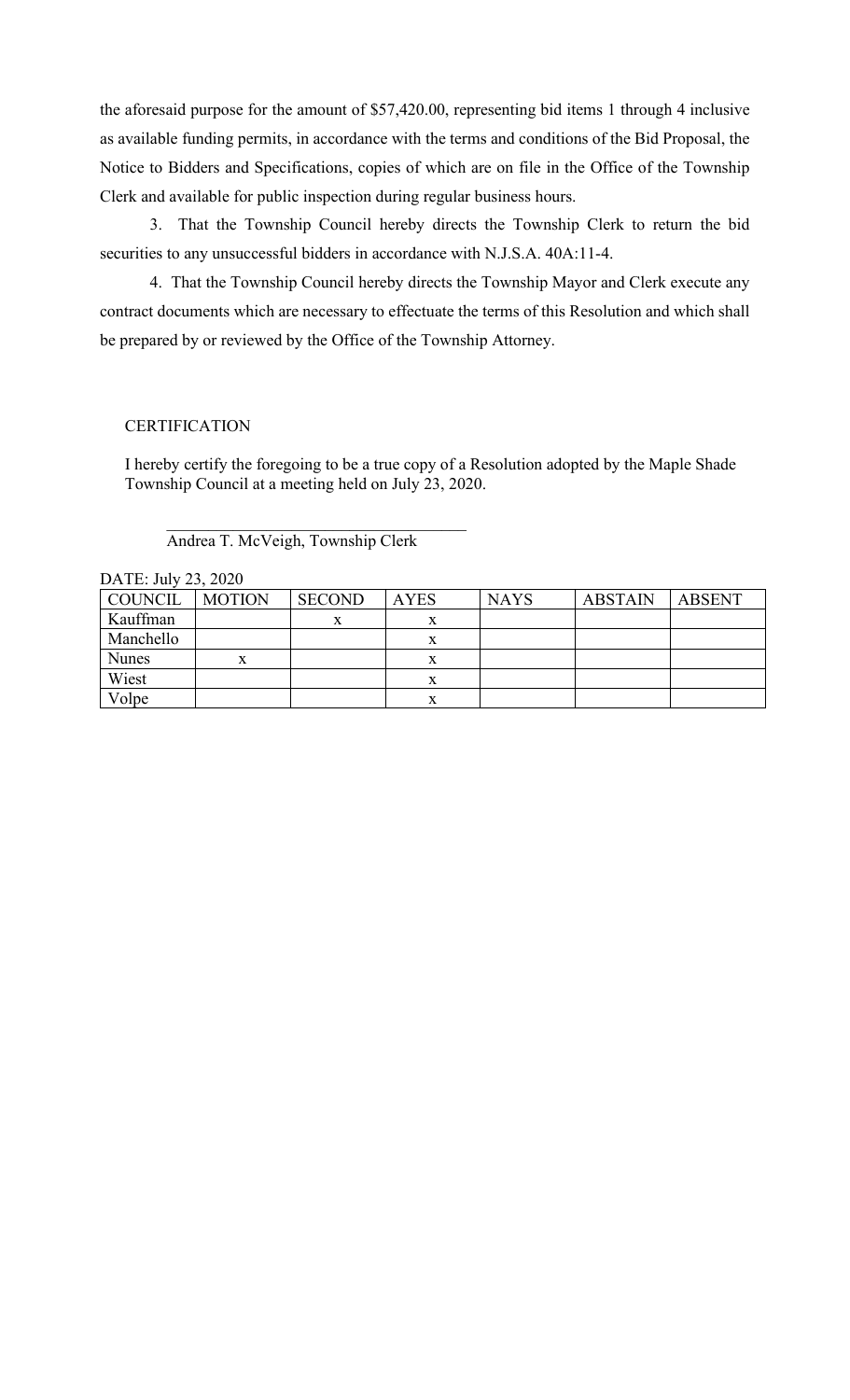the aforesaid purpose for the amount of $57,420.00, representing bid items 1 through 4 inclusive as available funding permits, in accordance with the terms and conditions of the Bid Proposal, the Notice to Bidders and Specifications, copies of which are on file in the Office of the Township Clerk and available for public inspection during regular business hours.

3. That the Township Council hereby directs the Township Clerk to return the bid securities to any unsuccessful bidders in accordance with N.J.S.A. 40A:11-4.

4. That the Township Council hereby directs the Township Mayor and Clerk execute any contract documents which are necessary to effectuate the terms of this Resolution and which shall be prepared by or reviewed by the Office of the Township Attorney.

CERTIFICATION

I hereby certify the foregoing to be a true copy of a Resolution adopted by the Maple Shade Township Council at a meeting held on July 23, 2020.

\_\_\_\_\_\_\_\_\_\_\_\_\_\_\_\_\_\_\_\_\_\_\_\_\_\_\_\_\_\_\_\_\_\_\_\_
Andrea T. McVeigh, Township Clerk

DATE: July 23, 2020

| COUNCIL | MOTION | SECOND | AYES | NAYS | ABSTAIN | ABSENT |
|---|---|---|---|---|---|---|
| Kauffman | | x | x | | | |
| Manchello | | | x | | | |
| Nunes | x | | x | | | |
| Wiest | | | x | | | |
| Volpe | | | x | | | |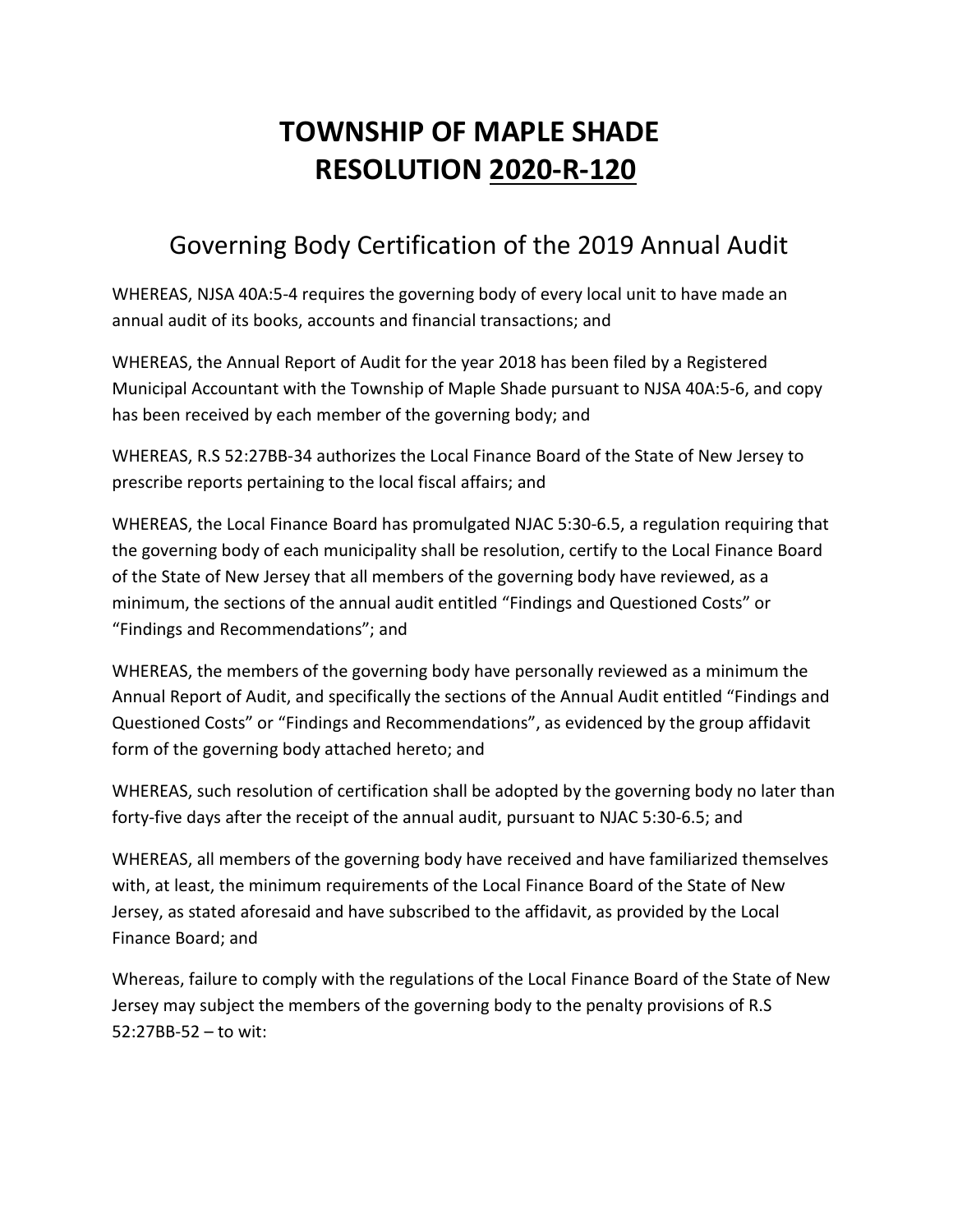# TOWNSHIP OF MAPLE SHADE
# RESOLUTION 2020-R-120

## Governing Body Certification of the 2019 Annual Audit

WHEREAS, NJSA 40A:5-4 requires the governing body of every local unit to have made an annual audit of its books, accounts and financial transactions; and

WHEREAS, the Annual Report of Audit for the year 2018 has been filed by a Registered Municipal Accountant with the Township of Maple Shade pursuant to NJSA 40A:5-6, and copy has been received by each member of the governing body; and

WHEREAS, R.S 52:27BB-34 authorizes the Local Finance Board of the State of New Jersey to prescribe reports pertaining to the local fiscal affairs; and

WHEREAS, the Local Finance Board has promulgated NJAC 5:30-6.5, a regulation requiring that the governing body of each municipality shall be resolution, certify to the Local Finance Board of the State of New Jersey that all members of the governing body have reviewed, as a minimum, the sections of the annual audit entitled "Findings and Questioned Costs" or "Findings and Recommendations"; and

WHEREAS, the members of the governing body have personally reviewed as a minimum the Annual Report of Audit, and specifically the sections of the Annual Audit entitled "Findings and Questioned Costs" or "Findings and Recommendations", as evidenced by the group affidavit form of the governing body attached hereto; and

WHEREAS, such resolution of certification shall be adopted by the governing body no later than forty-five days after the receipt of the annual audit, pursuant to NJAC 5:30-6.5; and

WHEREAS, all members of the governing body have received and have familiarized themselves with, at least, the minimum requirements of the Local Finance Board of the State of New Jersey, as stated aforesaid and have subscribed to the affidavit, as provided by the Local Finance Board; and

Whereas, failure to comply with the regulations of the Local Finance Board of the State of New Jersey may subject the members of the governing body to the penalty provisions of R.S 52:27BB-52 – to wit: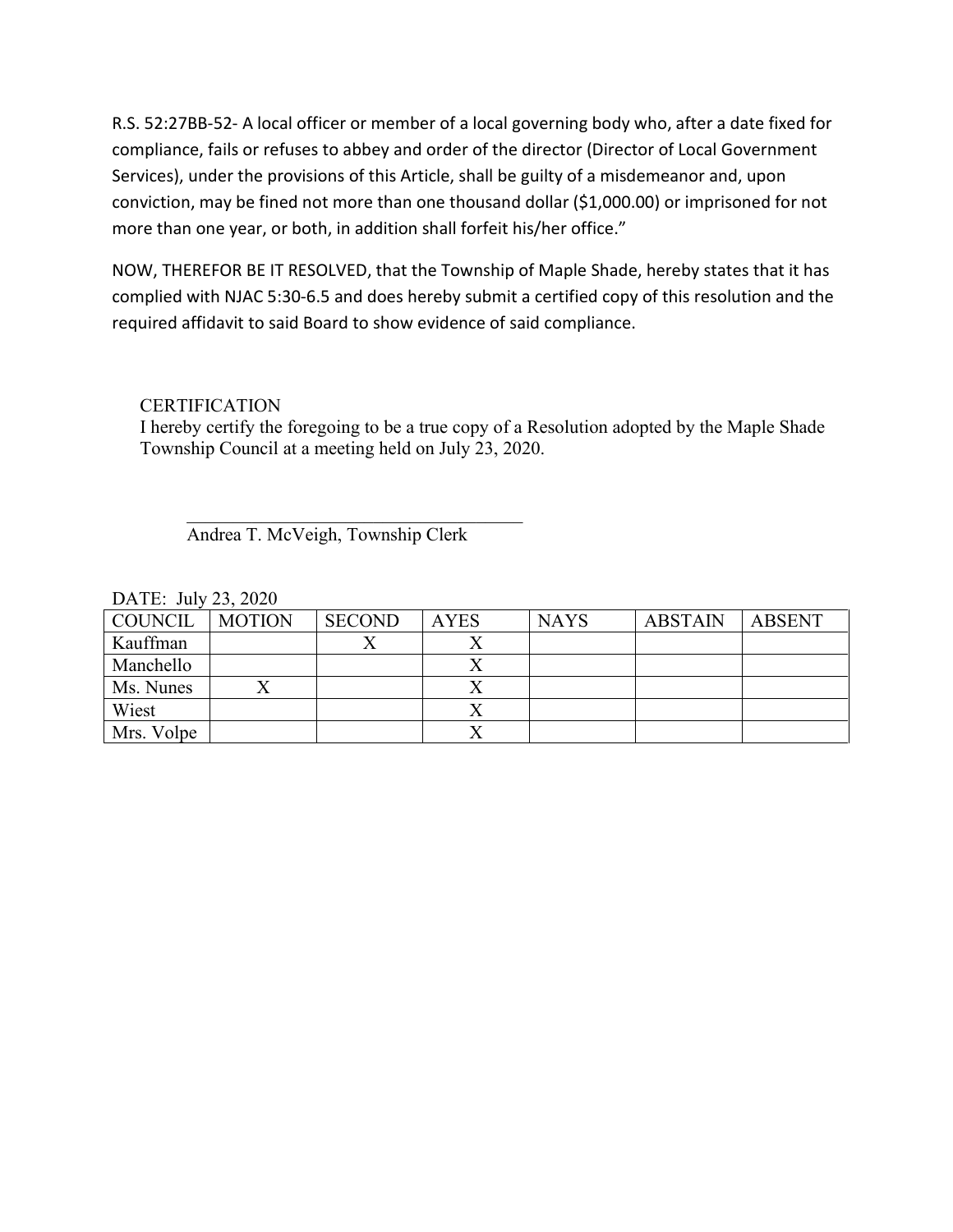R.S. 52:27BB-52- A local officer or member of a local governing body who, after a date fixed for compliance, fails or refuses to abbey and order of the director (Director of Local Government Services), under the provisions of this Article, shall be guilty of a misdemeanor and, upon conviction, may be fined not more than one thousand dollar ($1,000.00) or imprisoned for not more than one year, or both, in addition shall forfeit his/her office."

NOW, THEREFOR BE IT RESOLVED, that the Township of Maple Shade, hereby states that it has complied with NJAC 5:30-6.5 and does hereby submit a certified copy of this resolution and the required affidavit to said Board to show evidence of said compliance.

CERTIFICATION

I hereby certify the foregoing to be a true copy of a Resolution adopted by the Maple Shade Township Council at a meeting held on July 23, 2020.

\_\_\_\_\_\_\_\_\_\_\_\_\_\_\_\_\_\_\_\_\_\_\_\_\_\_\_\_\_\_\_\_\_\_\_\_

Andrea T. McVeigh, Township Clerk

DATE: July 23, 2020

| COUNCIL | MOTION | SECOND | AYES | NAYS | ABSTAIN | ABSENT |
|---|---|---|---|---|---|---|
| Kauffman | | X | X | | | |
| Manchello | | | X | | | |
| Ms. Nunes | X | | X | | | |
| Wiest | | | X | | | |
| Mrs. Volpe | | | X | | | |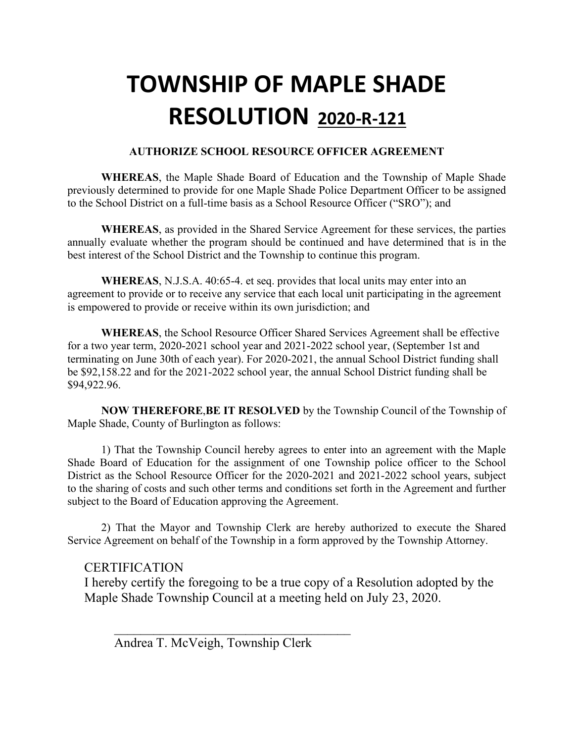# TOWNSHIP OF MAPLE SHADE RESOLUTION 2020-R-121

### AUTHORIZE SCHOOL RESOURCE OFFICER AGREEMENT

**WHEREAS**, the Maple Shade Board of Education and the Township of Maple Shade previously determined to provide for one Maple Shade Police Department Officer to be assigned to the School District on a full-time basis as a School Resource Officer ("SRO"); and

**WHEREAS**, as provided in the Shared Service Agreement for these services, the parties annually evaluate whether the program should be continued and have determined that is in the best interest of the School District and the Township to continue this program.

**WHEREAS**, N.J.S.A. 40:65-4. et seq. provides that local units may enter into an agreement to provide or to receive any service that each local unit participating in the agreement is empowered to provide or receive within its own jurisdiction; and

**WHEREAS**, the School Resource Officer Shared Services Agreement shall be effective for a two year term, 2020-2021 school year and 2021-2022 school year, (September 1st and terminating on June 30th of each year). For 2020-2021, the annual School District funding shall be $92,158.22 and for the 2021-2022 school year, the annual School District funding shall be $94,922.96.

**NOW THEREFORE**,**BE IT RESOLVED** by the Township Council of the Township of Maple Shade, County of Burlington as follows:

1) That the Township Council hereby agrees to enter into an agreement with the Maple Shade Board of Education for the assignment of one Township police officer to the School District as the School Resource Officer for the 2020-2021 and 2021-2022 school years, subject to the sharing of costs and such other terms and conditions set forth in the Agreement and further subject to the Board of Education approving the Agreement.

2) That the Mayor and Township Clerk are hereby authorized to execute the Shared Service Agreement on behalf of the Township in a form approved by the Township Attorney.

CERTIFICATION

I hereby certify the foregoing to be a true copy of a Resolution adopted by the Maple Shade Township Council at a meeting held on July 23, 2020.

_____________________________________

Andrea T. McVeigh, Township Clerk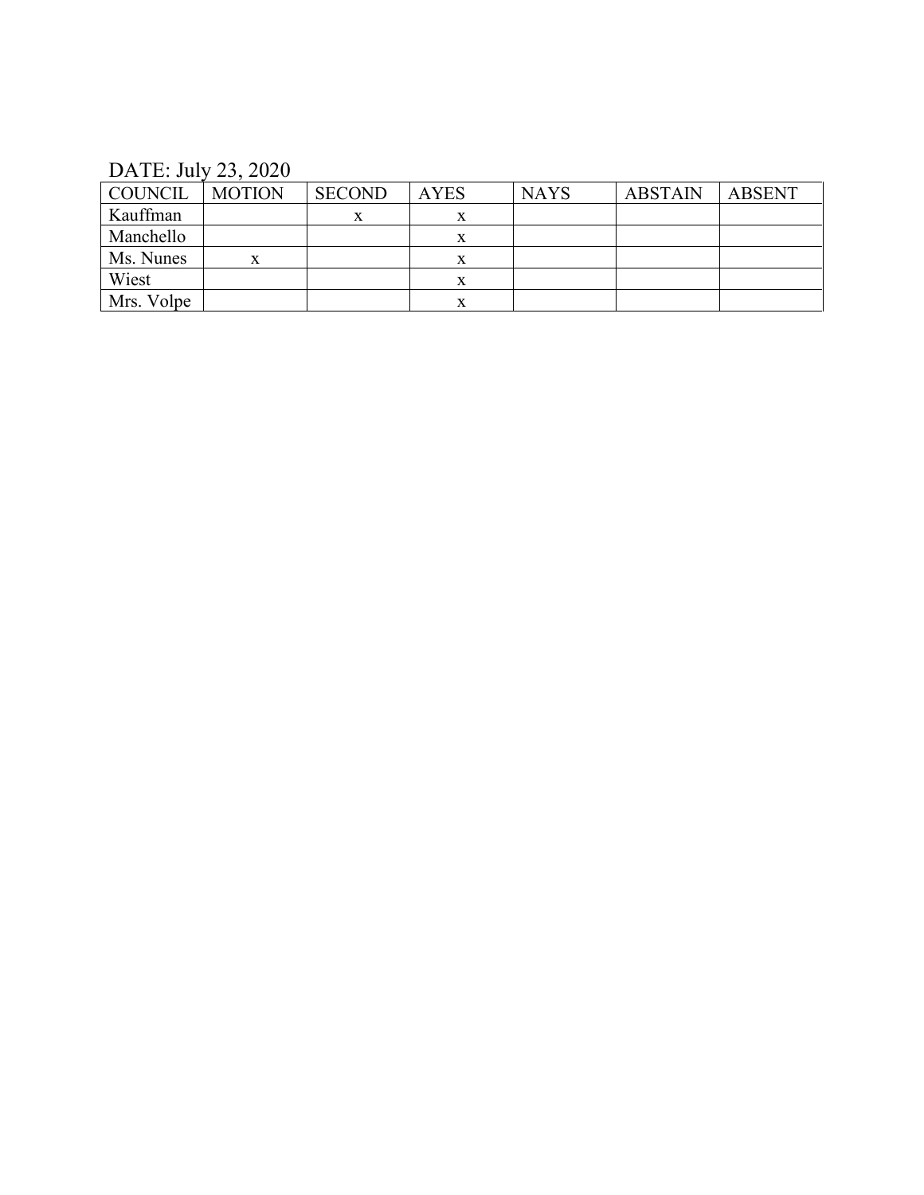DATE: July 23, 2020

| COUNCIL | MOTION | SECOND | AYES | NAYS | ABSTAIN | ABSENT |
|---|---|---|---|---|---|---|
| Kauffman | | x | x | | | |
| Manchello | | | x | | | |
| Ms. Nunes | x | | x | | | |
| Wiest | | | x | | | |
| Mrs. Volpe | | | x | | | |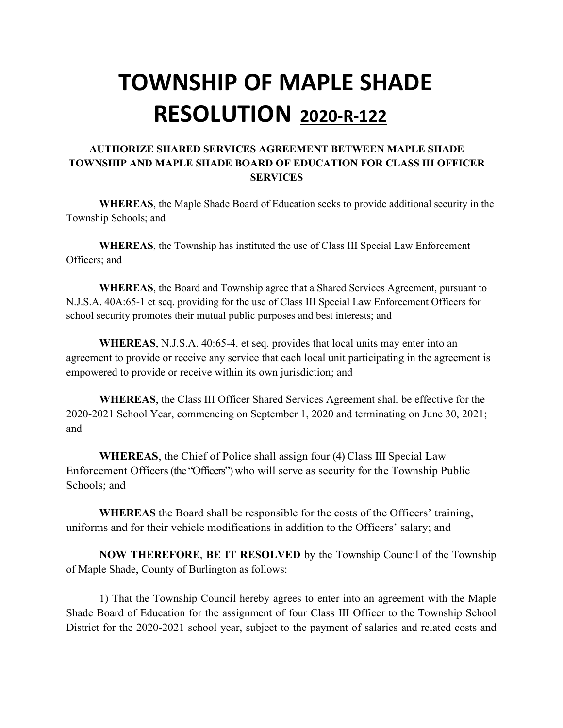# TOWNSHIP OF MAPLE SHADE RESOLUTION 2020-R-122

### AUTHORIZE SHARED SERVICES AGREEMENT BETWEEN MAPLE SHADE TOWNSHIP AND MAPLE SHADE BOARD OF EDUCATION FOR CLASS III OFFICER SERVICES

**WHEREAS**, the Maple Shade Board of Education seeks to provide additional security in the Township Schools; and

**WHEREAS**, the Township has instituted the use of Class III Special Law Enforcement Officers; and

**WHEREAS**, the Board and Township agree that a Shared Services Agreement, pursuant to N.J.S.A. 40A:65-1 et seq. providing for the use of Class III Special Law Enforcement Officers for school security promotes their mutual public purposes and best interests; and

**WHEREAS**, N.J.S.A. 40:65-4. et seq. provides that local units may enter into an agreement to provide or receive any service that each local unit participating in the agreement is empowered to provide or receive within its own jurisdiction; and

**WHEREAS**, the Class III Officer Shared Services Agreement shall be effective for the 2020-2021 School Year, commencing on September 1, 2020 and terminating on June 30, 2021; and

**WHEREAS**, the Chief of Police shall assign four (4) Class III Special Law Enforcement Officers (the "Officers") who will serve as security for the Township Public Schools; and

**WHEREAS** the Board shall be responsible for the costs of the Officers' training, uniforms and for their vehicle modifications in addition to the Officers' salary; and

**NOW THEREFORE**, **BE IT RESOLVED** by the Township Council of the Township of Maple Shade, County of Burlington as follows:

1) That the Township Council hereby agrees to enter into an agreement with the Maple Shade Board of Education for the assignment of four Class III Officer to the Township School District for the 2020-2021 school year, subject to the payment of salaries and related costs and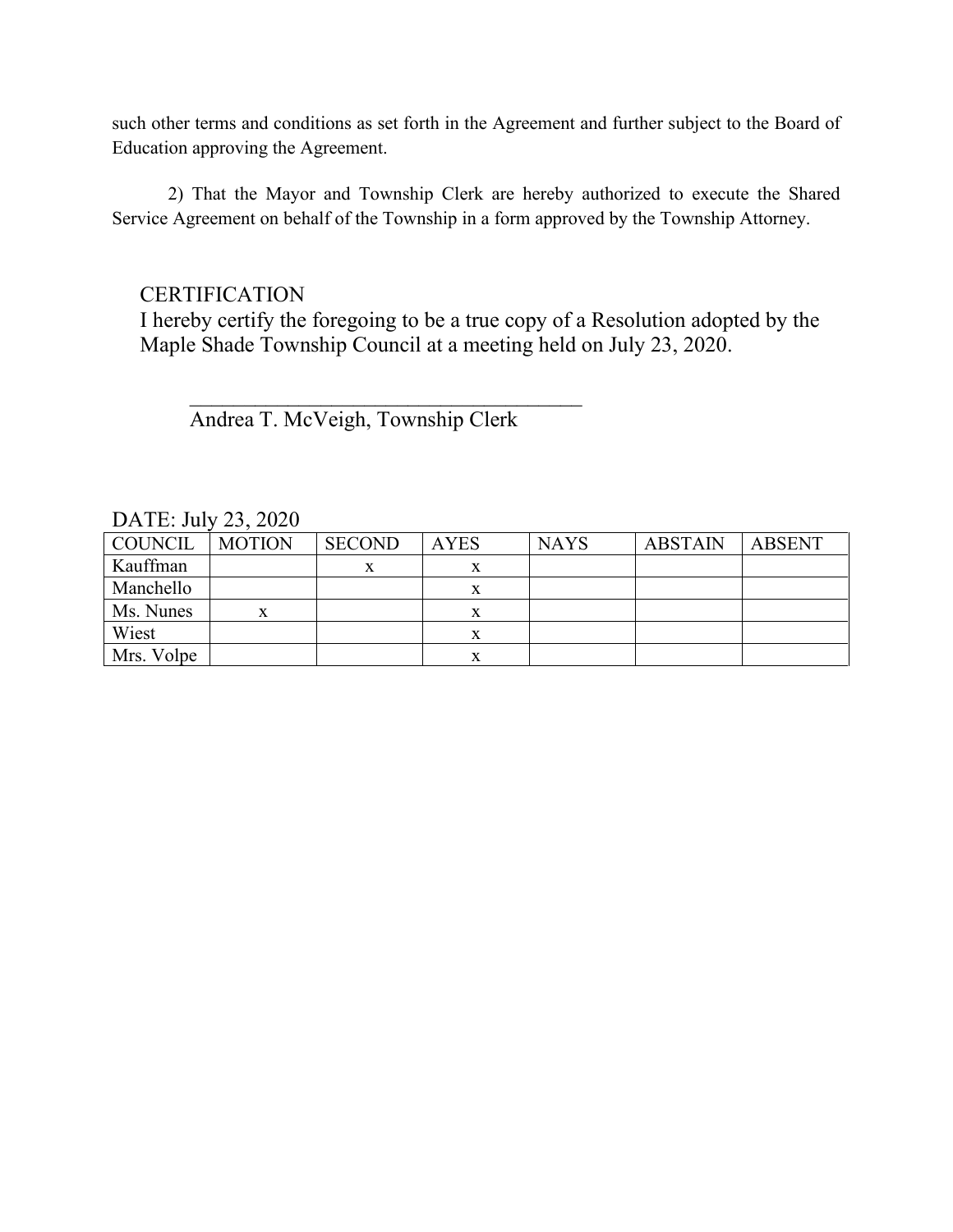such other terms and conditions as set forth in the Agreement and further subject to the Board of Education approving the Agreement.

2) That the Mayor and Township Clerk are hereby authorized to execute the Shared Service Agreement on behalf of the Township in a form approved by the Township Attorney.

CERTIFICATION

I hereby certify the foregoing to be a true copy of a Resolution adopted by the Maple Shade Township Council at a meeting held on July 23, 2020.

\_\_\_\_\_\_\_\_\_\_\_\_\_\_\_\_\_\_\_\_\_\_\_\_\_\_\_\_\_\_\_\_\_\_\_\_\_\_

Andrea T. McVeigh, Township Clerk

DATE: July 23, 2020

| COUNCIL | MOTION | SECOND | AYES | NAYS | ABSTAIN | ABSENT |
|---|---|---|---|---|---|---|
| Kauffman | | x | x | | | |
| Manchello | | | x | | | |
| Ms. Nunes | x | | x | | | |
| Wiest | | | x | | | |
| Mrs. Volpe | | | x | | | |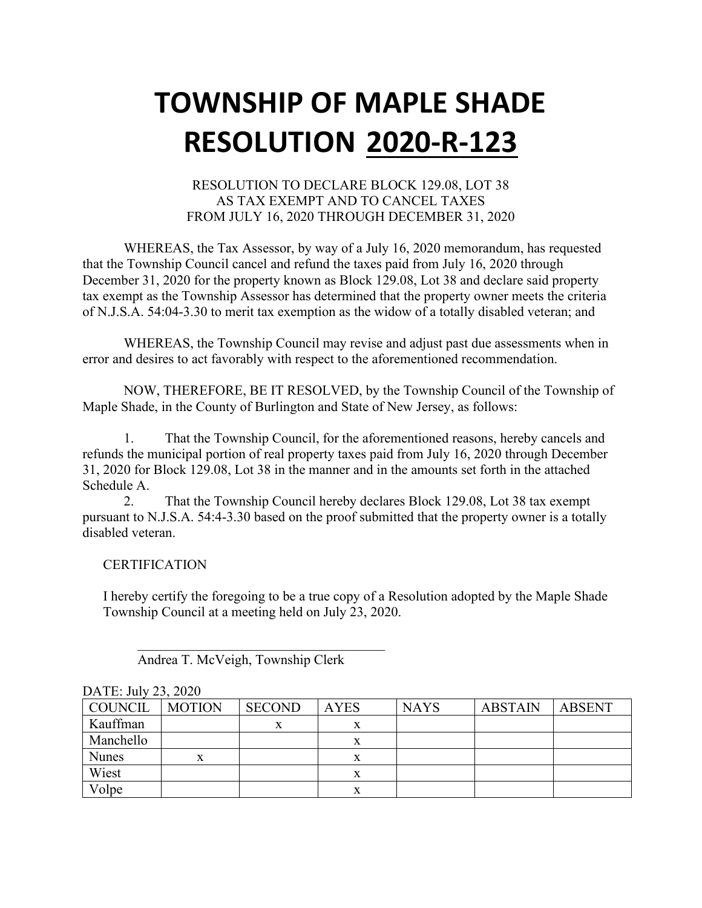# TOWNSHIP OF MAPLE SHADE
# RESOLUTION 2020-R-123

RESOLUTION TO DECLARE BLOCK 129.08, LOT 38
AS TAX EXEMPT AND TO CANCEL TAXES
FROM JULY 16, 2020 THROUGH DECEMBER 31, 2020

WHEREAS, the Tax Assessor, by way of a July 16, 2020 memorandum, has requested that the Township Council cancel and refund the taxes paid from July 16, 2020 through December 31, 2020 for the property known as Block 129.08, Lot 38 and declare said property tax exempt as the Township Assessor has determined that the property owner meets the criteria of N.J.S.A. 54:04-3.30 to merit tax exemption as the widow of a totally disabled veteran; and

WHEREAS, the Township Council may revise and adjust past due assessments when in error and desires to act favorably with respect to the aforementioned recommendation.

NOW, THEREFORE, BE IT RESOLVED, by the Township Council of the Township of Maple Shade, in the County of Burlington and State of New Jersey, as follows:

1. That the Township Council, for the aforementioned reasons, hereby cancels and refunds the municipal portion of real property taxes paid from July 16, 2020 through December 31, 2020 for Block 129.08, Lot 38 in the manner and in the amounts set forth in the attached Schedule A.
2. That the Township Council hereby declares Block 129.08, Lot 38 tax exempt pursuant to N.J.S.A. 54:4-3.30 based on the proof submitted that the property owner is a totally disabled veteran.

CERTIFICATION

I hereby certify the foregoing to be a true copy of a Resolution adopted by the Maple Shade Township Council at a meeting held on July 23, 2020.

\_\_\_\_\_\_\_\_\_\_\_\_\_\_\_\_\_\_\_\_\_\_\_\_\_\_\_\_\_\_\_\_\_\_\_\_
Andrea T. McVeigh, Township Clerk

DATE: July 23, 2020

| COUNCIL | MOTION | SECOND | AYES | NAYS | ABSTAIN | ABSENT |
|---|---|---|---|---|---|---|
| Kauffman | | x | x | | | |
| Manchello | | | x | | | |
| Nunes | x | | x | | | |
| Wiest | | | x | | | |
| Volpe | | | x | | | |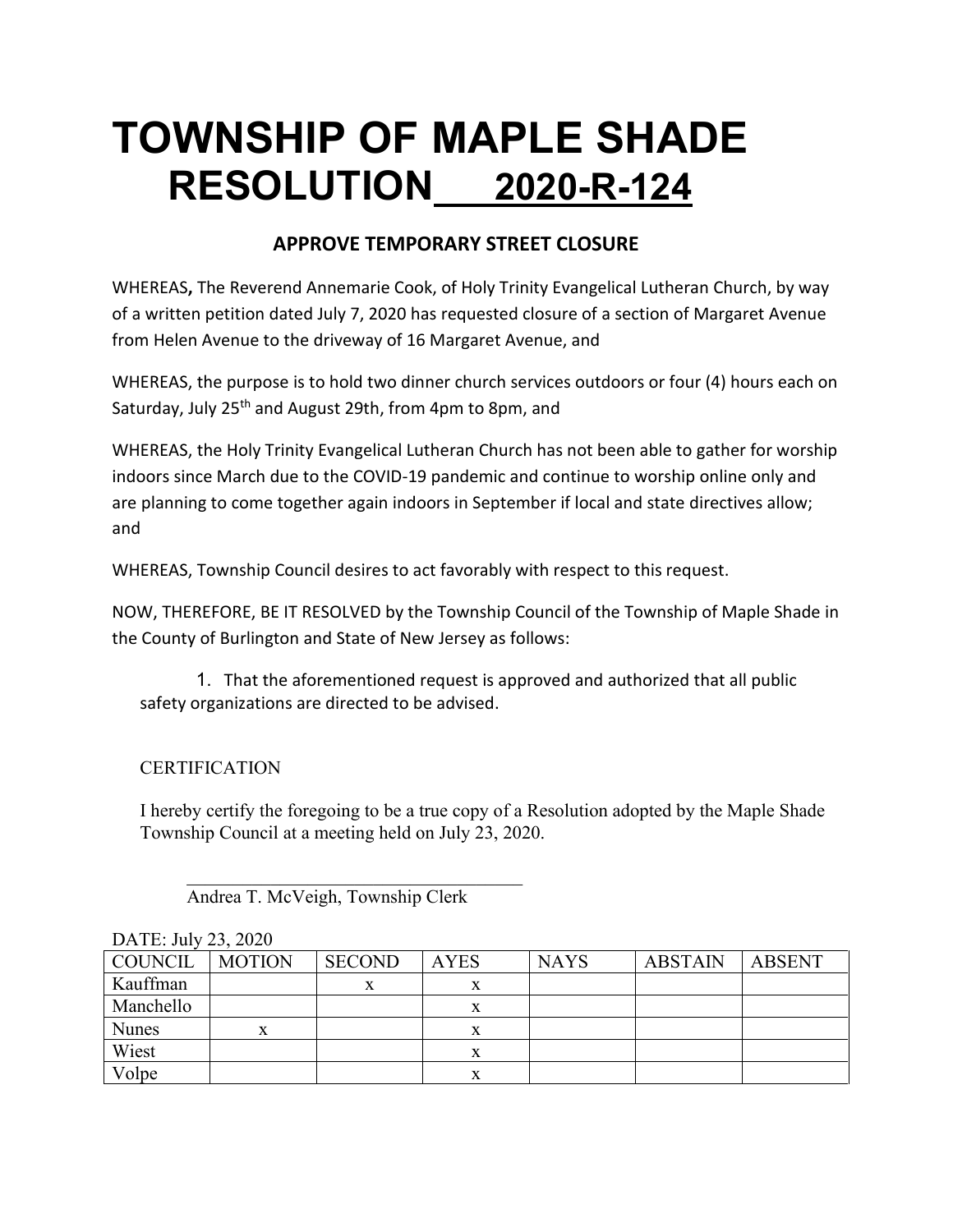# TOWNSHIP OF MAPLE SHADE
# RESOLUTION 2020-R-124

## APPROVE TEMPORARY STREET CLOSURE

WHEREAS**,** The Reverend Annemarie Cook, of Holy Trinity Evangelical Lutheran Church, by way of a written petition dated July 7, 2020 has requested closure of a section of Margaret Avenue from Helen Avenue to the driveway of 16 Margaret Avenue, and

WHEREAS, the purpose is to hold two dinner church services outdoors or four (4) hours each on Saturday, July 25th and August 29th, from 4pm to 8pm, and

WHEREAS, the Holy Trinity Evangelical Lutheran Church has not been able to gather for worship indoors since March due to the COVID-19 pandemic and continue to worship online only and are planning to come together again indoors in September if local and state directives allow; and

WHEREAS, Township Council desires to act favorably with respect to this request.

NOW, THEREFORE, BE IT RESOLVED by the Township Council of the Township of Maple Shade in the County of Burlington and State of New Jersey as follows:

1. That the aforementioned request is approved and authorized that all public safety organizations are directed to be advised.

CERTIFICATION

I hereby certify the foregoing to be a true copy of a Resolution adopted by the Maple Shade Township Council at a meeting held on July 23, 2020.

\_\_\_\_\_\_\_\_\_\_\_\_\_\_\_\_\_\_\_\_\_\_\_\_\_\_\_\_\_\_\_\_\_\_\_\_
Andrea T. McVeigh, Township Clerk

DATE: July 23, 2020

| COUNCIL | MOTION | SECOND | AYES | NAYS | ABSTAIN | ABSENT |
| --- | --- | --- | --- | --- | --- | --- |
| Kauffman | | x | x | | | |
| Manchello | | | x | | | |
| Nunes | x | | x | | | |
| Wiest | | | x | | | |
| Volpe | | | x | | | |